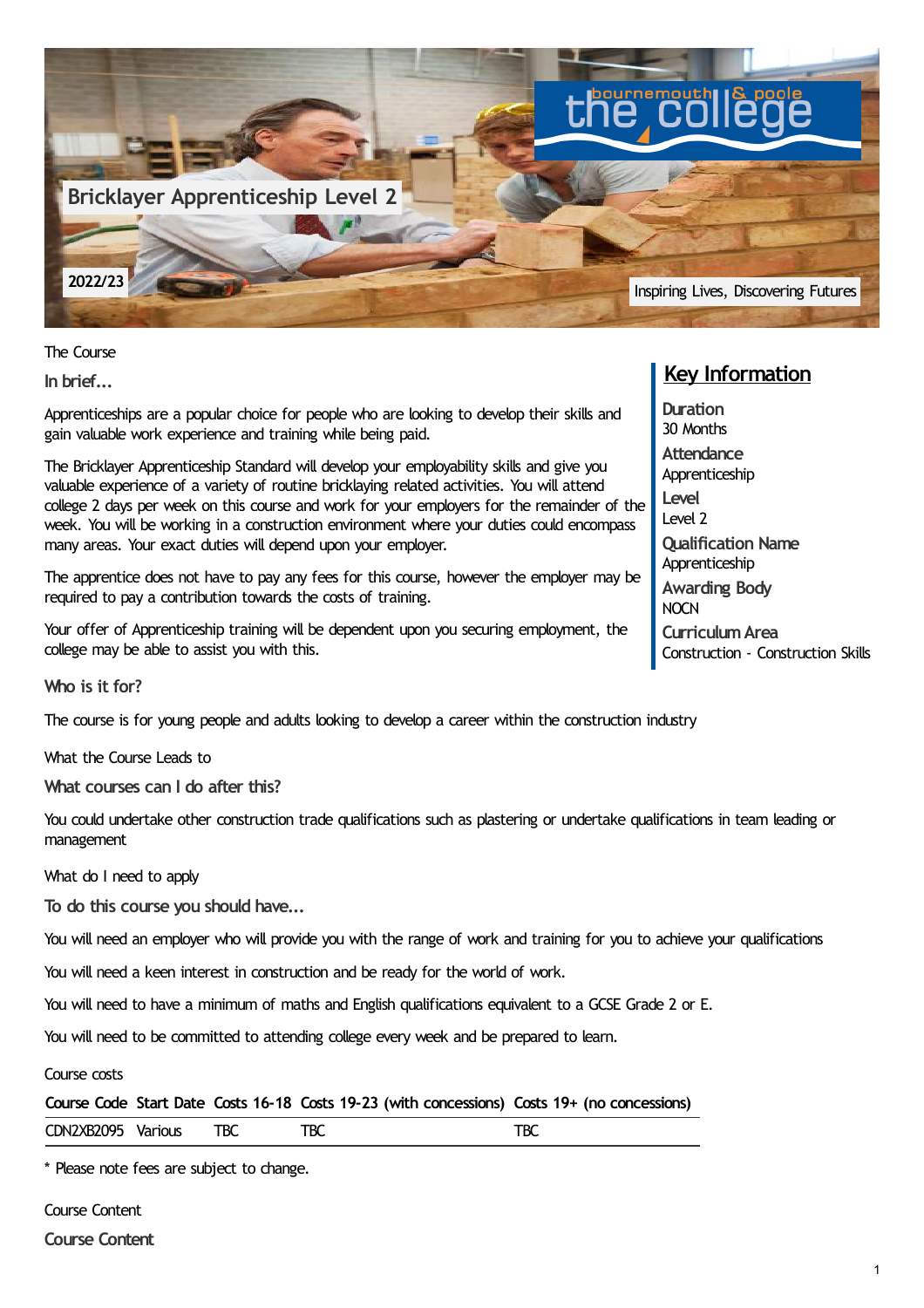# Bricklayer Apprenticeship Level 2

2022/23

Inspiring Lives, Discovering Futures

The Course

### In brief...

Apprenticeships are a popular choice for people who are looking to develop their skills and gain valuable work experience and training while being paid.

The Bricklayer Apprenticeship Standard will develop your employability skills and give you valuable experience of a variety of routine bricklaying related activities. You will attend college 2 days per week on this course and work for your employers for the remainder of the week. You will be working in a construction environment where your duties could encompass many areas. Your exact duties will depend upon your employer.

The apprentice does not have to pay any fees for this course, however the employer may be required to pay a contribution towards the costs of training.

Your offer of Apprenticeship training will be dependent upon you securing employment, the college may be able to assist you with this.

## Key Information

**Duration**
30 Months

**Attendance**
Apprenticeship

**Level**
Level 2

**Qualification Name**
Apprenticeship

**Awarding Body**
NOCN

**Curriculum Area**
Construction - Construction Skills

### Who is it for?

The course is for young people and adults looking to develop a career within the construction industry

What the Course Leads to

### What courses can I do after this?

You could undertake other construction trade qualifications such as plastering or undertake qualifications in team leading or management

What do I need to apply

### To do this course you should have...

You will need an employer who will provide you with the range of work and training for you to achieve your qualifications

You will need a keen interest in construction and be ready for the world of work.

You will need to have a minimum of maths and English qualifications equivalent to a GCSE Grade 2 or E.

You will need to be committed to attending college every week and be prepared to learn.

Course costs

| Course Code | Start Date | Costs 16-18 | Costs 19-23 (with concessions) | Costs 19+ (no concessions) |
|---|---|---|---|---|
| CDN2XB2095 | Various | TBC | TBC | TBC |

* Please note fees are subject to change.

Course Content

### Course Content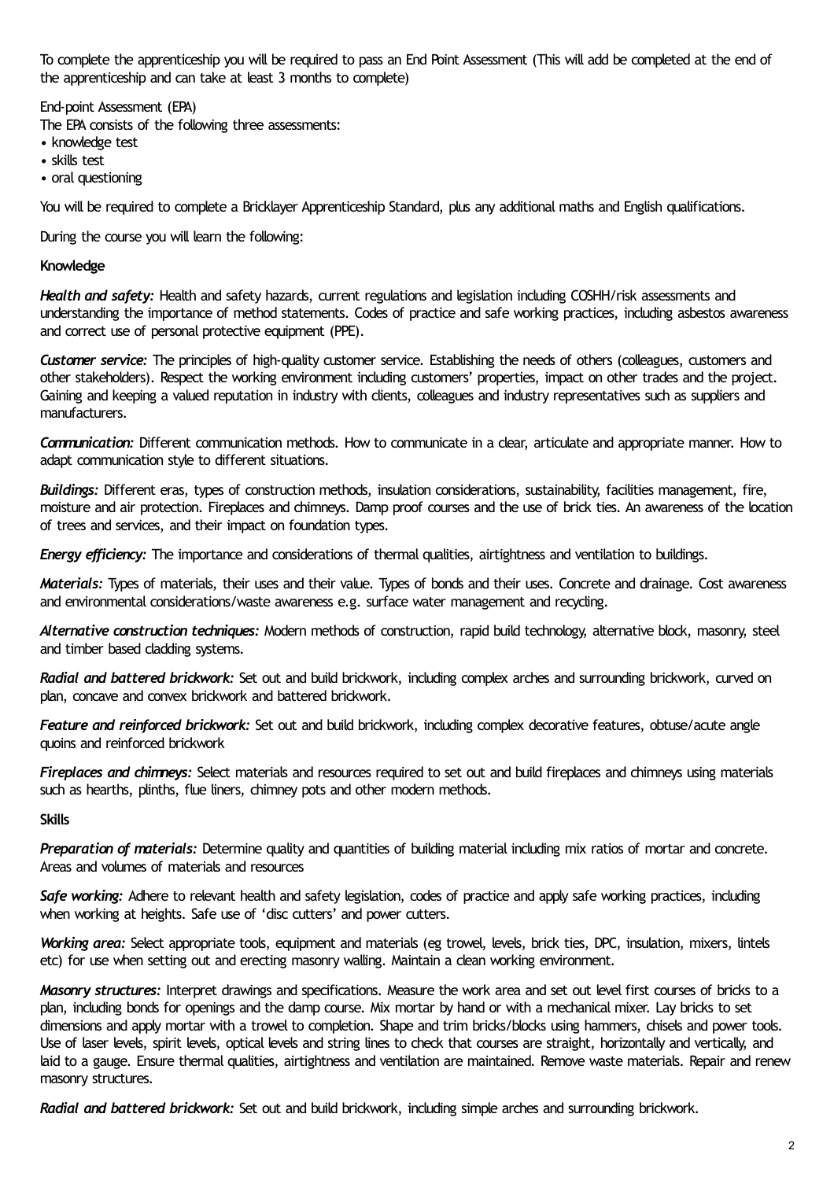To complete the apprenticeship you will be required to pass an End Point Assessment (This will add be completed at the end of the apprenticeship and can take at least 3 months to complete)

End-point Assessment (EPA)

The EPA consists of the following three assessments:

- knowledge test
- skills test
- oral questioning

You will be required to complete a Bricklayer Apprenticeship Standard, plus any additional maths and English qualifications.

During the course you will learn the following:

**Knowledge**

***Health and safety:*** Health and safety hazards, current regulations and legislation including COSHH/risk assessments and understanding the importance of method statements. Codes of practice and safe working practices, including asbestos awareness and correct use of personal protective equipment (PPE).

***Customer service:*** The principles of high-quality customer service. Establishing the needs of others (colleagues, customers and other stakeholders). Respect the working environment including customers' properties, impact on other trades and the project. Gaining and keeping a valued reputation in industry with clients, colleagues and industry representatives such as suppliers and manufacturers.

***Communication:*** Different communication methods. How to communicate in a clear, articulate and appropriate manner. How to adapt communication style to different situations.

***Buildings:*** Different eras, types of construction methods, insulation considerations, sustainability, facilities management, fire, moisture and air protection. Fireplaces and chimneys. Damp proof courses and the use of brick ties. An awareness of the location of trees and services, and their impact on foundation types.

***Energy efficiency:*** The importance and considerations of thermal qualities, airtightness and ventilation to buildings.

***Materials:*** Types of materials, their uses and their value. Types of bonds and their uses. Concrete and drainage. Cost awareness and environmental considerations/waste awareness e.g. surface water management and recycling.

***Alternative construction techniques:*** Modern methods of construction, rapid build technology, alternative block, masonry, steel and timber based cladding systems.

***Radial and battered brickwork:*** Set out and build brickwork, including complex arches and surrounding brickwork, curved on plan, concave and convex brickwork and battered brickwork.

***Feature and reinforced brickwork:*** Set out and build brickwork, including complex decorative features, obtuse/acute angle quoins and reinforced brickwork

***Fireplaces and chimneys:*** Select materials and resources required to set out and build fireplaces and chimneys using materials such as hearths, plinths, flue liners, chimney pots and other modern methods.

**Skills**

***Preparation of materials:*** Determine quality and quantities of building material including mix ratios of mortar and concrete. Areas and volumes of materials and resources

***Safe working:*** Adhere to relevant health and safety legislation, codes of practice and apply safe working practices, including when working at heights. Safe use of 'disc cutters' and power cutters.

***Working area:*** Select appropriate tools, equipment and materials (eg trowel, levels, brick ties, DPC, insulation, mixers, lintels etc) for use when setting out and erecting masonry walling. Maintain a clean working environment.

***Masonry structures:*** Interpret drawings and specifications. Measure the work area and set out level first courses of bricks to a plan, including bonds for openings and the damp course. Mix mortar by hand or with a mechanical mixer. Lay bricks to set dimensions and apply mortar with a trowel to completion. Shape and trim bricks/blocks using hammers, chisels and power tools. Use of laser levels, spirit levels, optical levels and string lines to check that courses are straight, horizontally and vertically, and laid to a gauge. Ensure thermal qualities, airtightness and ventilation are maintained. Remove waste materials. Repair and renew masonry structures.

***Radial and battered brickwork:*** Set out and build brickwork, including simple arches and surrounding brickwork.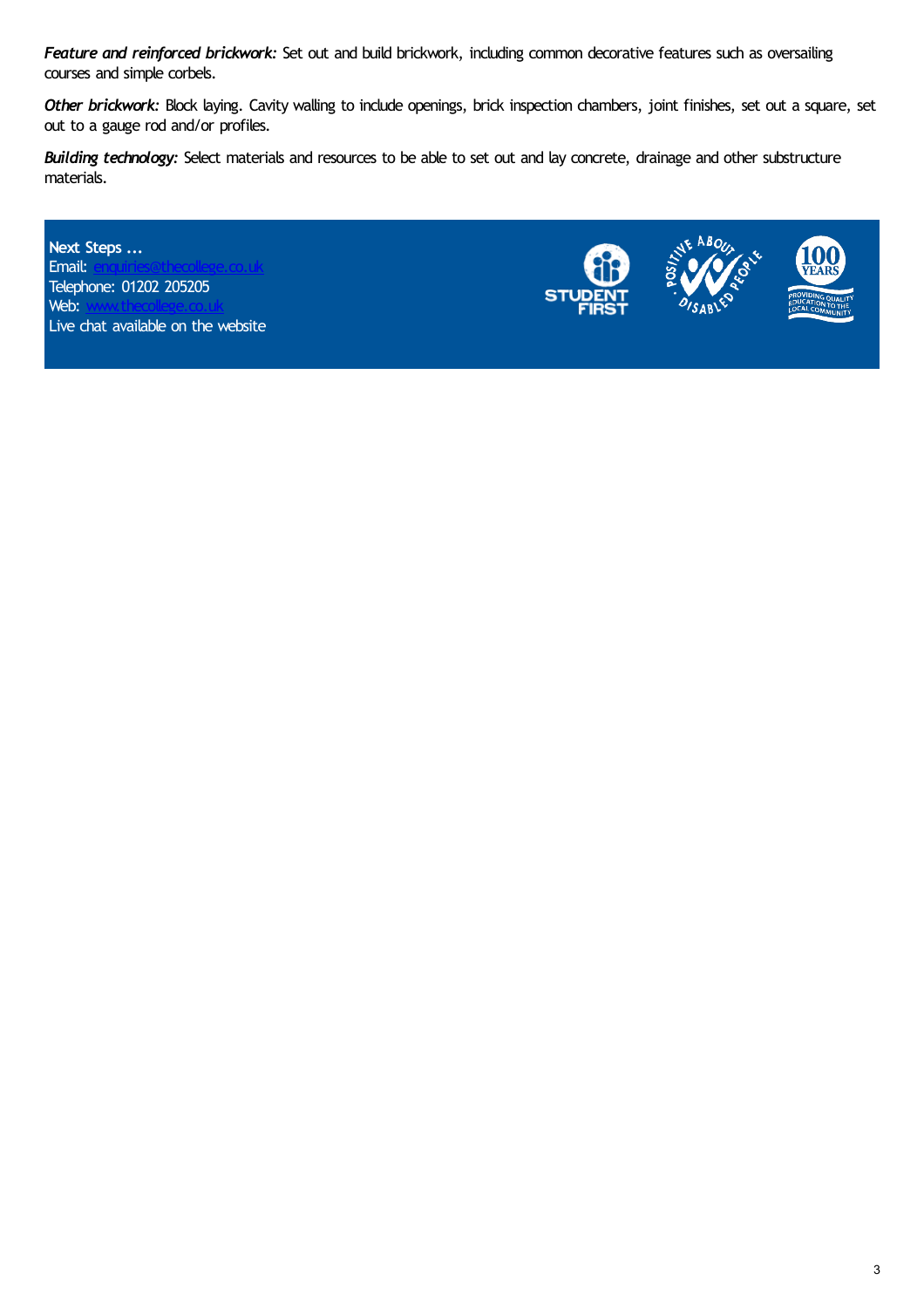***Feature and reinforced brickwork:*** Set out and build brickwork, including common decorative features such as oversailing courses and simple corbels.

***Other brickwork:*** Block laying. Cavity walling to include openings, brick inspection chambers, joint finishes, set out a square, set out to a gauge rod and/or profiles.

***Building technology:*** Select materials and resources to be able to set out and lay concrete, drainage and other substructure materials.

**Next Steps ...**
Email: enquiries@thecollege.co.uk
Telephone: 01202 205205
Web: www.thecollege.co.uk
Live chat available on the website